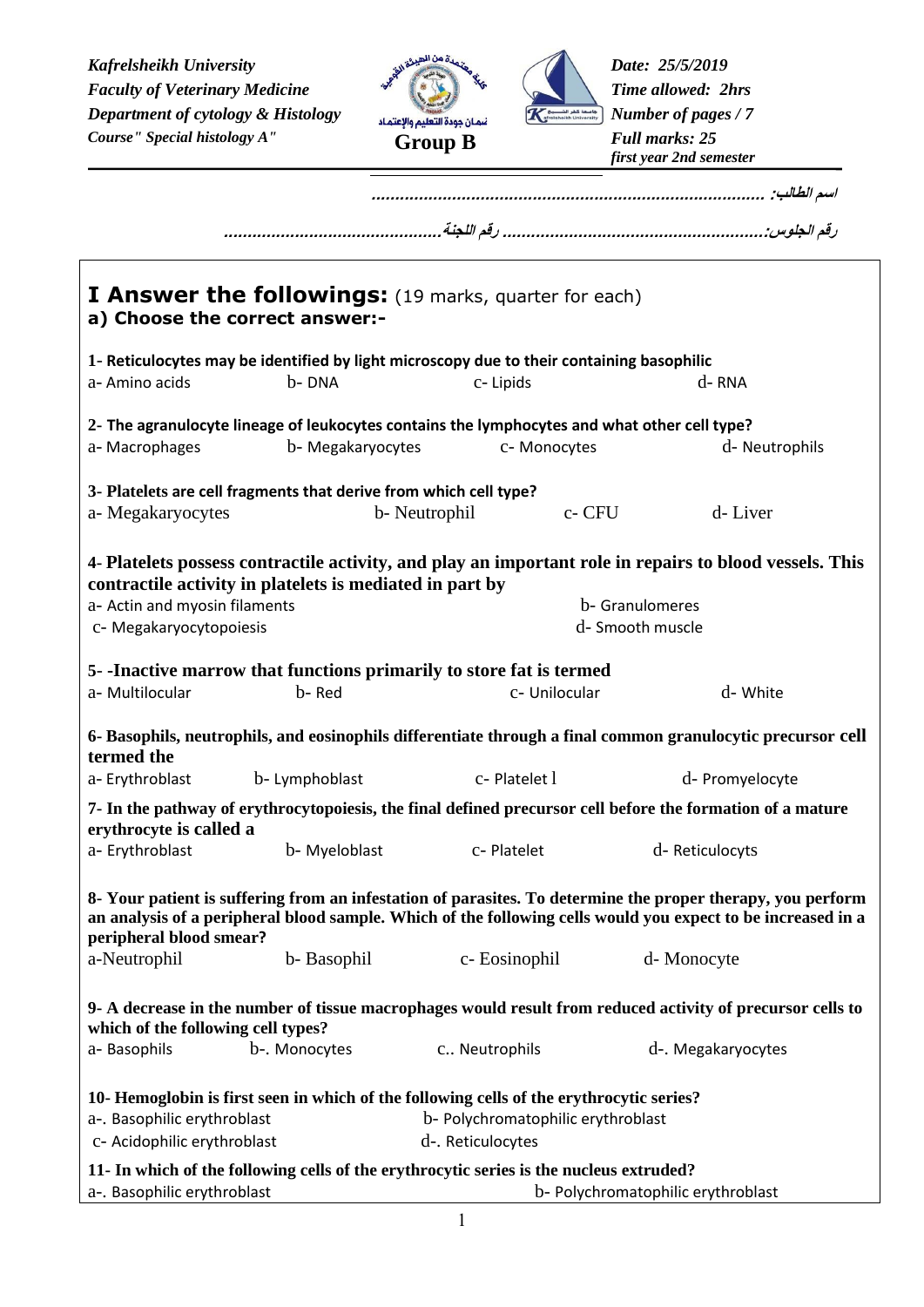*Kafrelsheikh University*
*Faculty of Veterinary Medicine*
*Department of cytology & Histology*
*Course" Special histology A"*

**Group B**

*Date: 25/5/2019*
*Time allowed: 2hrs*
*Number of pages / 7*
*Full marks: 25*
*first year 2nd semester*

اسم الطالب: .................................................................................

رقم الجلوس:........................................................ رقم اللجنة.............................................

# I Answer the followings: (19 marks, quarter for each)

## a) Choose the correct answer:-

**1- Reticulocytes may be identified by light microscopy due to their containing basophilic**

a- Amino acids b- DNA c- Lipids d- RNA

**2- The agranulocyte lineage of leukocytes contains the lymphocytes and what other cell type?**

a- Macrophages b- Megakaryocytes c- Monocytes d- Neutrophils

**3- Platelets are cell fragments that derive from which cell type?**

a- Megakaryocytes b- Neutrophil c- CFU d- Liver

**4- Platelets possess contractile activity, and play an important role in repairs to blood vessels. This contractile activity in platelets is mediated in part by**

a- Actin and myosin filaments b- Granulomeres
c- Megakaryocytopoiesis d- Smooth muscle

**5- -Inactive marrow that functions primarily to store fat is termed**

a- Multilocular b- Red c- Unilocular d- White

**6- Basophils, neutrophils, and eosinophils differentiate through a final common granulocytic precursor cell termed the**

a- Erythroblast b- Lymphoblast c- Platelet l d- Promyelocyte

**7- In the pathway of erythrocytopoiesis, the final defined precursor cell before the formation of a mature erythrocyte is called a**

a- Erythroblast b- Myeloblast c- Platelet d- Reticulocyts

**8- Your patient is suffering from an infestation of parasites. To determine the proper therapy, you perform an analysis of a peripheral blood sample. Which of the following cells would you expect to be increased in a peripheral blood smear?**

a-Neutrophil b- Basophil c- Eosinophil d- Monocyte

**9- A decrease in the number of tissue macrophages would result from reduced activity of precursor cells to which of the following cell types?**

a- Basophils b-. Monocytes c.. Neutrophils d-. Megakaryocytes

**10- Hemoglobin is first seen in which of the following cells of the erythrocytic series?**

a-. Basophilic erythroblast b- Polychromatophilic erythroblast
c- Acidophilic erythroblast d-. Reticulocytes

**11- In which of the following cells of the erythrocyte series is the nucleus extruded?**

a-. Basophilic erythroblast b- Polychromatophilic erythroblast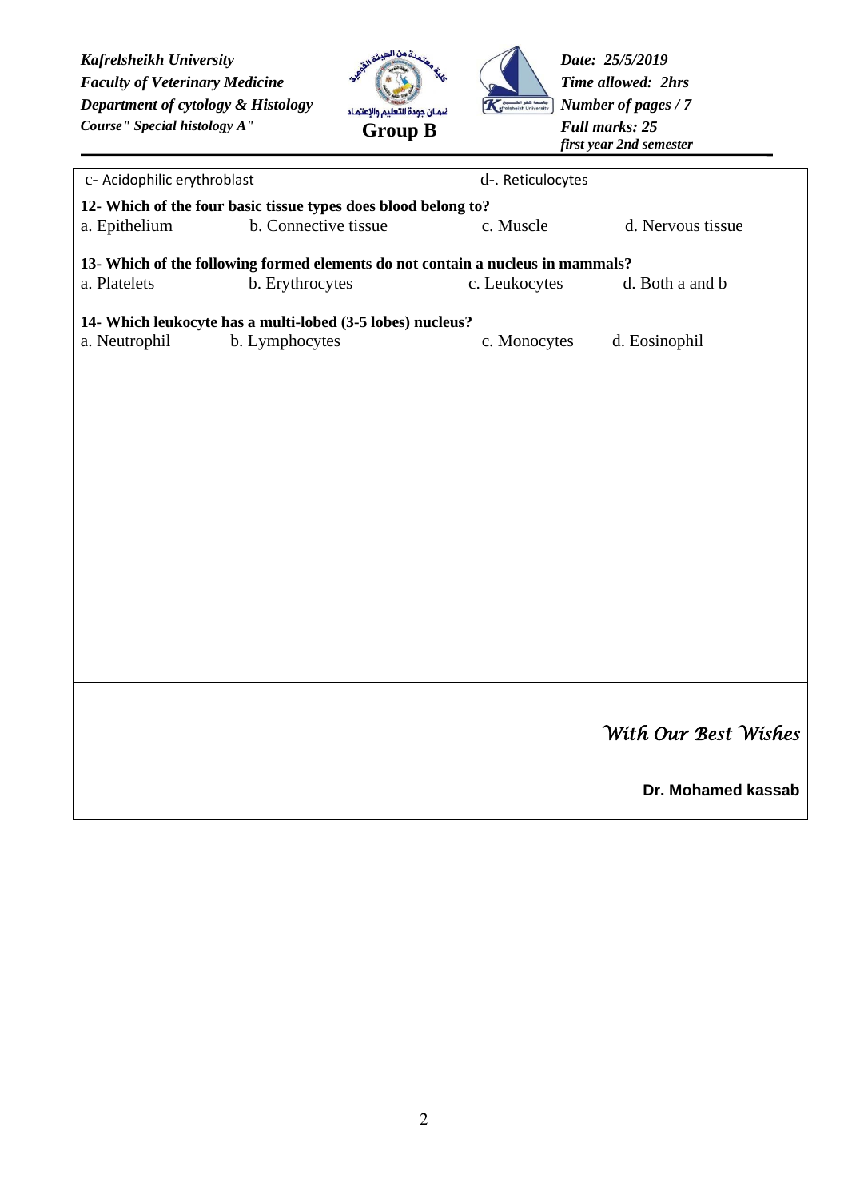*Kafrelsheikh University*
*Faculty of Veterinary Medicine*
*Department of cytology & Histology*
*Course" Special histology A"*

**Group B**

*Date: 25/5/2019*
*Time allowed: 2hrs*
*Number of pages / 7*
*Full marks: 25*
*first year 2nd semester*

c- Acidophilic erythroblast d-. Reticulocytes

**12- Which of the four basic tissue types does blood belong to?**

a. Epithelium b. Connective tissue c. Muscle d. Nervous tissue

**13- Which of the following formed elements do not contain a nucleus in mammals?**

a. Platelets b. Erythrocytes c. Leukocytes d. Both a and b

**14- Which leukocyte has a multi-lobed (3-5 lobes) nucleus?**

a. Neutrophil b. Lymphocytes c. Monocytes d. Eosinophil

*With Our Best Wishes*

**Dr. Mohamed kassab**